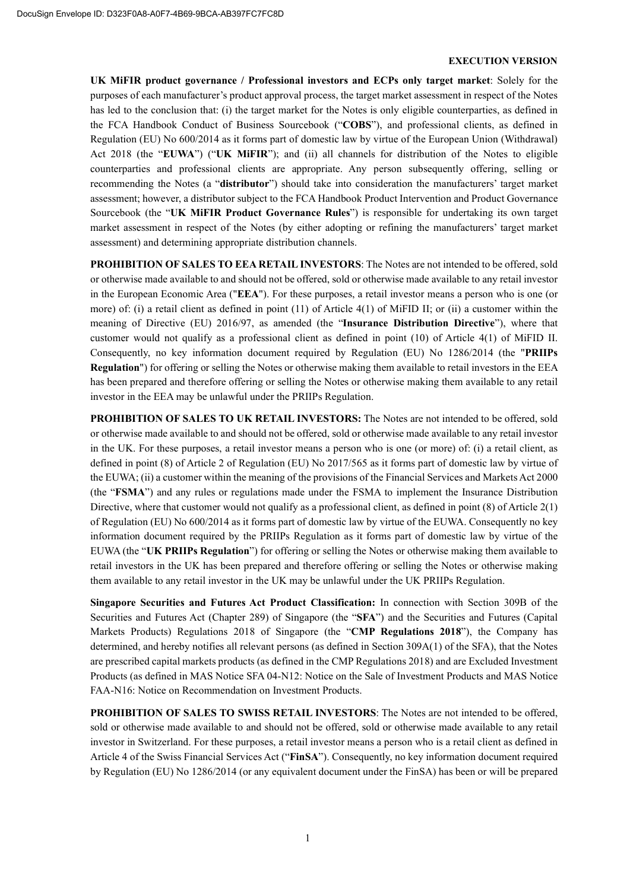**EXECUTION VERSION**

**UK MiFIR product governance / Professional investors and ECPs only target market**: Solely for the purposes of each manufacturer's product approval process, the target market assessment in respect of the Notes has led to the conclusion that: (i) the target market for the Notes is only eligible counterparties, as defined in the FCA Handbook Conduct of Business Sourcebook ("**COBS**"), and professional clients, as defined in Regulation (EU) No 600/2014 as it forms part of domestic law by virtue of the European Union (Withdrawal) Act 2018 (the "**EUWA**") ("**UK MiFIR**"); and (ii) all channels for distribution of the Notes to eligible counterparties and professional clients are appropriate. Any person subsequently offering, selling or recommending the Notes (a "**distributor**") should take into consideration the manufacturers' target market assessment; however, a distributor subject to the FCA Handbook Product Intervention and Product Governance Sourcebook (the "**UK MiFIR Product Governance Rules**") is responsible for undertaking its own target market assessment in respect of the Notes (by either adopting or refining the manufacturers' target market assessment) and determining appropriate distribution channels.

**PROHIBITION OF SALES TO EEA RETAIL INVESTORS**: The Notes are not intended to be offered, sold or otherwise made available to and should not be offered, sold or otherwise made available to any retail investor in the European Economic Area ("**EEA**"). For these purposes, a retail investor means a person who is one (or more) of: (i) a retail client as defined in point (11) of Article 4(1) of MiFID II; or (ii) a customer within the meaning of Directive (EU) 2016/97, as amended (the "**Insurance Distribution Directive**"), where that customer would not qualify as a professional client as defined in point (10) of Article 4(1) of MiFID II. Consequently, no key information document required by Regulation (EU) No 1286/2014 (the "**PRIIPs Regulation**") for offering or selling the Notes or otherwise making them available to retail investors in the EEA has been prepared and therefore offering or selling the Notes or otherwise making them available to any retail investor in the EEA may be unlawful under the PRIIPs Regulation.

**PROHIBITION OF SALES TO UK RETAIL INVESTORS:** The Notes are not intended to be offered, sold or otherwise made available to and should not be offered, sold or otherwise made available to any retail investor in the UK. For these purposes, a retail investor means a person who is one (or more) of: (i) a retail client, as defined in point (8) of Article 2 of Regulation (EU) No 2017/565 as it forms part of domestic law by virtue of the EUWA; (ii) a customer within the meaning of the provisions of the Financial Services and Markets Act 2000 (the "**FSMA**") and any rules or regulations made under the FSMA to implement the Insurance Distribution Directive, where that customer would not qualify as a professional client, as defined in point (8) of Article 2(1) of Regulation (EU) No 600/2014 as it forms part of domestic law by virtue of the EUWA. Consequently no key information document required by the PRIIPs Regulation as it forms part of domestic law by virtue of the EUWA (the "**UK PRIIPs Regulation**") for offering or selling the Notes or otherwise making them available to retail investors in the UK has been prepared and therefore offering or selling the Notes or otherwise making them available to any retail investor in the UK may be unlawful under the UK PRIIPs Regulation.

**Singapore Securities and Futures Act Product Classification:** In connection with Section 309B of the Securities and Futures Act (Chapter 289) of Singapore (the "**SFA**") and the Securities and Futures (Capital Markets Products) Regulations 2018 of Singapore (the "**CMP Regulations 2018**"), the Company has determined, and hereby notifies all relevant persons (as defined in Section 309A(1) of the SFA), that the Notes are prescribed capital markets products (as defined in the CMP Regulations 2018) and are Excluded Investment Products (as defined in MAS Notice SFA 04-N12: Notice on the Sale of Investment Products and MAS Notice FAA-N16: Notice on Recommendation on Investment Products.

**PROHIBITION OF SALES TO SWISS RETAIL INVESTORS**: The Notes are not intended to be offered, sold or otherwise made available to and should not be offered, sold or otherwise made available to any retail investor in Switzerland. For these purposes, a retail investor means a person who is a retail client as defined in Article 4 of the Swiss Financial Services Act ("**FinSA**"). Consequently, no key information document required by Regulation (EU) No 1286/2014 (or any equivalent document under the FinSA) has been or will be prepared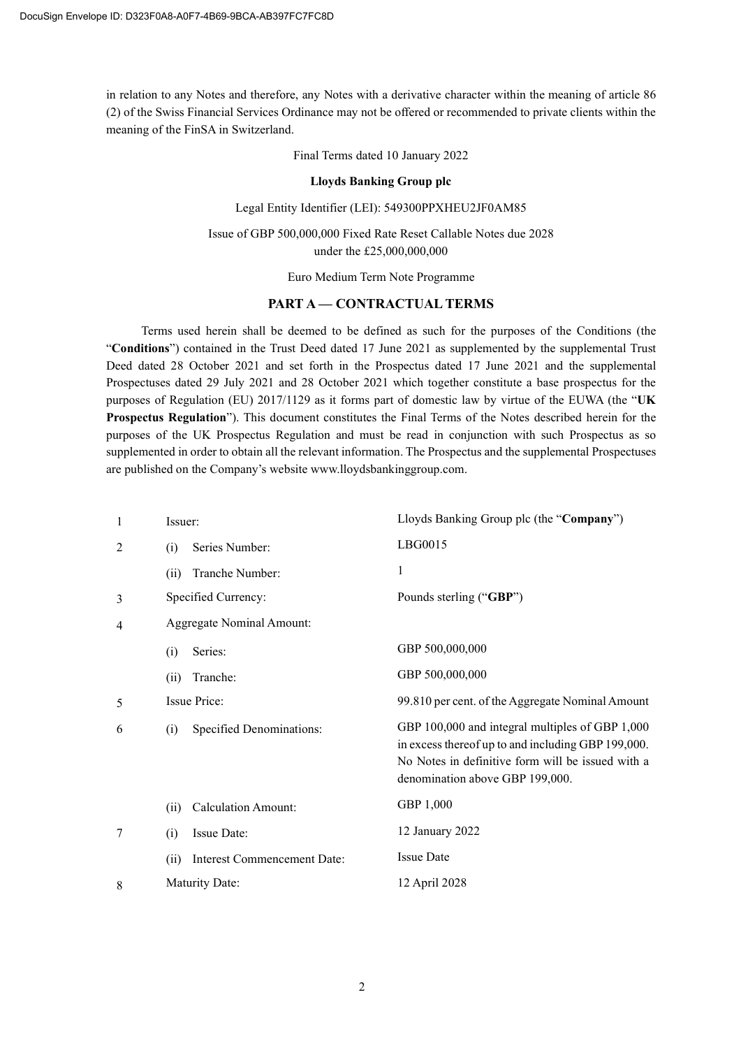in relation to any Notes and therefore, any Notes with a derivative character within the meaning of article 86 (2) of the Swiss Financial Services Ordinance may not be offered or recommended to private clients within the meaning of the FinSA in Switzerland.

Final Terms dated 10 January 2022

**Lloyds Banking Group plc**

Legal Entity Identifier (LEI): 549300PPXHEU2JF0AM85

Issue of GBP 500,000,000 Fixed Rate Reset Callable Notes due 2028
under the £25,000,000,000

Euro Medium Term Note Programme

## PART A — CONTRACTUAL TERMS

Terms used herein shall be deemed to be defined as such for the purposes of the Conditions (the "**Conditions**") contained in the Trust Deed dated 17 June 2021 as supplemented by the supplemental Trust Deed dated 28 October 2021 and set forth in the Prospectus dated 17 June 2021 and the supplemental Prospectuses dated 29 July 2021 and 28 October 2021 which together constitute a base prospectus for the purposes of Regulation (EU) 2017/1129 as it forms part of domestic law by virtue of the EUWA (the "**UK Prospectus Regulation**"). This document constitutes the Final Terms of the Notes described herein for the purposes of the UK Prospectus Regulation and must be read in conjunction with such Prospectus as so supplemented in order to obtain all the relevant information. The Prospectus and the supplemental Prospectuses are published on the Company's website www.lloydsbankinggroup.com.

| | | |
|---|---|---|
| 1 | Issuer: | Lloyds Banking Group plc (the "**Company**") |
| 2 | (i) Series Number: | LBG0015 |
| | (ii) Tranche Number: | 1 |
| 3 | Specified Currency: | Pounds sterling ("**GBP**") |
| 4 | Aggregate Nominal Amount: | |
| | (i) Series: | GBP 500,000,000 |
| | (ii) Tranche: | GBP 500,000,000 |
| 5 | Issue Price: | 99.810 per cent. of the Aggregate Nominal Amount |
| 6 | (i) Specified Denominations: | GBP 100,000 and integral multiples of GBP 1,000 in excess thereof up to and including GBP 199,000. No Notes in definitive form will be issued with a denomination above GBP 199,000. |
| | (ii) Calculation Amount: | GBP 1,000 |
| 7 | (i) Issue Date: | 12 January 2022 |
| | (ii) Interest Commencement Date: | Issue Date |
| 8 | Maturity Date: | 12 April 2028 |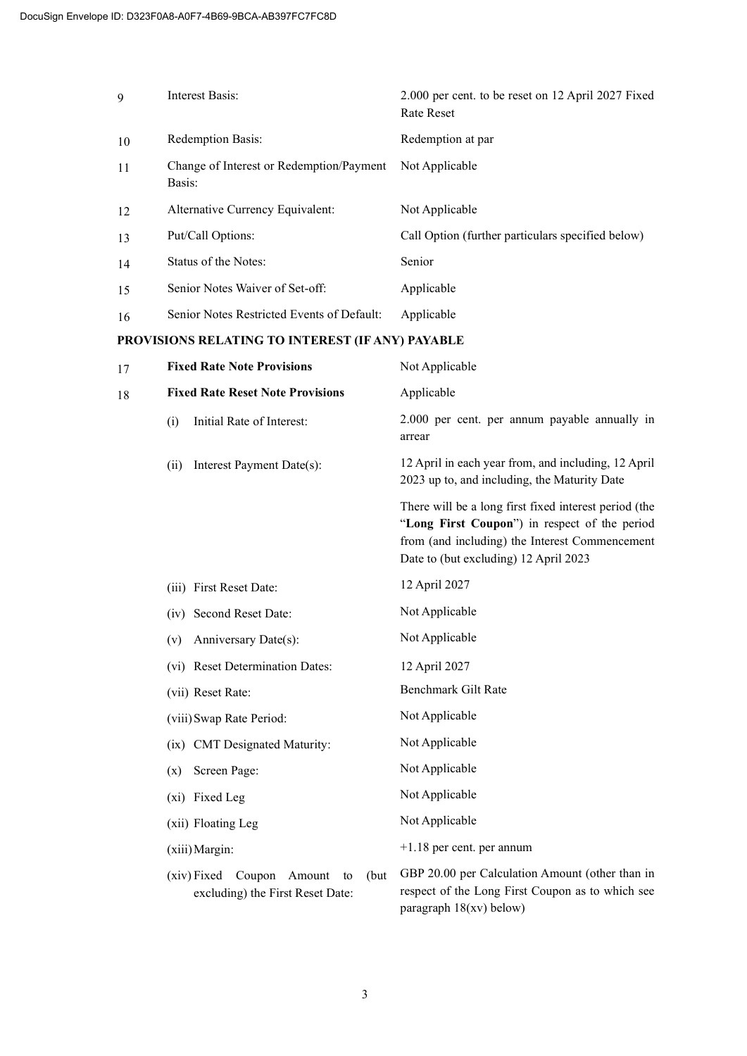| | | |
|---|---|---|
| 9 | Interest Basis: | 2.000 per cent. to be reset on 12 April 2027 Fixed Rate Reset |
| 10 | Redemption Basis: | Redemption at par |
| 11 | Change of Interest or Redemption/Payment Basis: | Not Applicable |
| 12 | Alternative Currency Equivalent: | Not Applicable |
| 13 | Put/Call Options: | Call Option (further particulars specified below) |
| 14 | Status of the Notes: | Senior |
| 15 | Senior Notes Waiver of Set-off: | Applicable |
| 16 | Senior Notes Restricted Events of Default: | Applicable |

**PROVISIONS RELATING TO INTEREST (IF ANY) PAYABLE**

| | | |
|---|---|---|
| 17 | **Fixed Rate Note Provisions** | Not Applicable |
| 18 | **Fixed Rate Reset Note Provisions** | Applicable |
| | (i) Initial Rate of Interest: | 2.000 per cent. per annum payable annually in arrear |
| | (ii) Interest Payment Date(s): | 12 April in each year from, and including, 12 April 2023 up to, and including, the Maturity Date<br><br>There will be a long first fixed interest period (the "**Long First Coupon**") in respect of the period from (and including) the Interest Commencement Date to (but excluding) 12 April 2023 |
| | (iii) First Reset Date: | 12 April 2027 |
| | (iv) Second Reset Date: | Not Applicable |
| | (v) Anniversary Date(s): | Not Applicable |
| | (vi) Reset Determination Dates: | 12 April 2027 |
| | (vii) Reset Rate: | Benchmark Gilt Rate |
| | (viii) Swap Rate Period: | Not Applicable |
| | (ix) CMT Designated Maturity: | Not Applicable |
| | (x) Screen Page: | Not Applicable |
| | (xi) Fixed Leg | Not Applicable |
| | (xii) Floating Leg | Not Applicable |
| | (xiii) Margin: | +1.18 per cent. per annum |
| | (xiv) Fixed Coupon Amount to (but excluding) the First Reset Date: | GBP 20.00 per Calculation Amount (other than in respect of the Long First Coupon as to which see paragraph 18(xv) below) |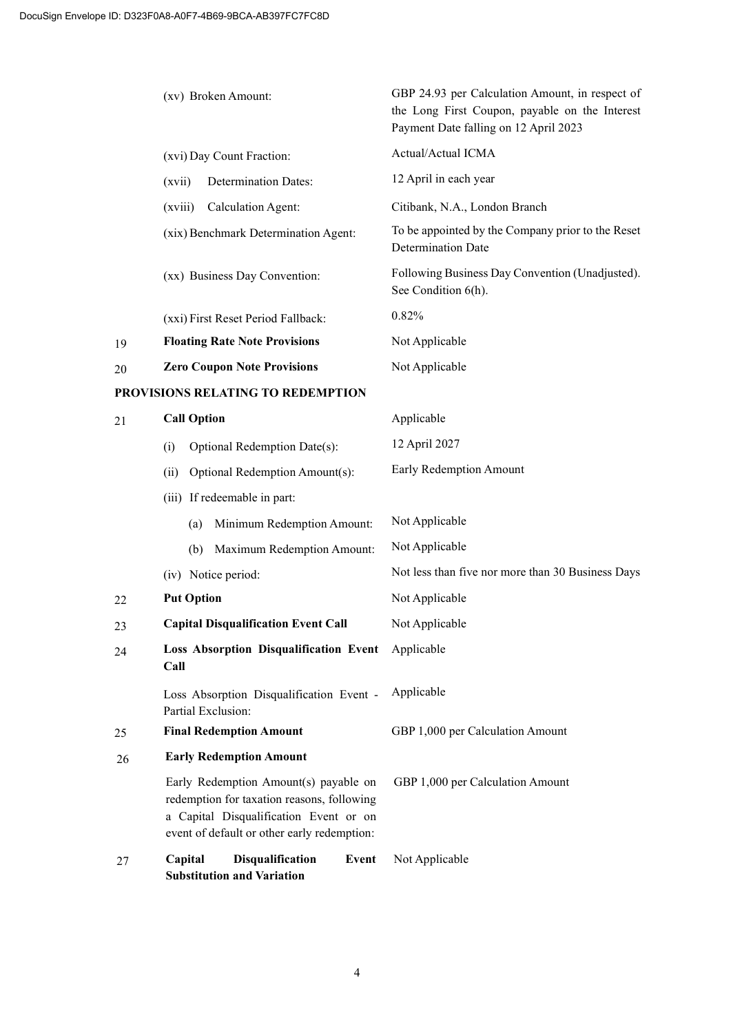| | | |
|---|---|---|
| | (xv) Broken Amount: | GBP 24.93 per Calculation Amount, in respect of the Long First Coupon, payable on the Interest Payment Date falling on 12 April 2023 |
| | (xvi) Day Count Fraction: | Actual/Actual ICMA |
| | (xvii) Determination Dates: | 12 April in each year |
| | (xviii) Calculation Agent: | Citibank, N.A., London Branch |
| | (xix) Benchmark Determination Agent: | To be appointed by the Company prior to the Reset Determination Date |
| | (xx) Business Day Convention: | Following Business Day Convention (Unadjusted). See Condition 6(h). |
| | (xxi) First Reset Period Fallback: | 0.82% |
| 19 | **Floating Rate Note Provisions** | Not Applicable |
| 20 | **Zero Coupon Note Provisions** | Not Applicable |

**PROVISIONS RELATING TO REDEMPTION**

| | | |
|---|---|---|
| 21 | **Call Option** | Applicable |
| | (i) Optional Redemption Date(s): | 12 April 2027 |
| | (ii) Optional Redemption Amount(s): | Early Redemption Amount |
| | (iii) If redeemable in part: | |
| | (a) Minimum Redemption Amount: | Not Applicable |
| | (b) Maximum Redemption Amount: | Not Applicable |
| | (iv) Notice period: | Not less than five nor more than 30 Business Days |
| 22 | **Put Option** | Not Applicable |
| 23 | **Capital Disqualification Event Call** | Not Applicable |
| 24 | **Loss Absorption Disqualification Event Call** | Applicable |
| | Loss Absorption Disqualification Event - Partial Exclusion: | Applicable |
| 25 | **Final Redemption Amount** | GBP 1,000 per Calculation Amount |
| 26 | **Early Redemption Amount** | |
| | Early Redemption Amount(s) payable on redemption for taxation reasons, following a Capital Disqualification Event or on event of default or other early redemption: | GBP 1,000 per Calculation Amount |
| 27 | **Capital Disqualification Event Substitution and Variation** | Not Applicable |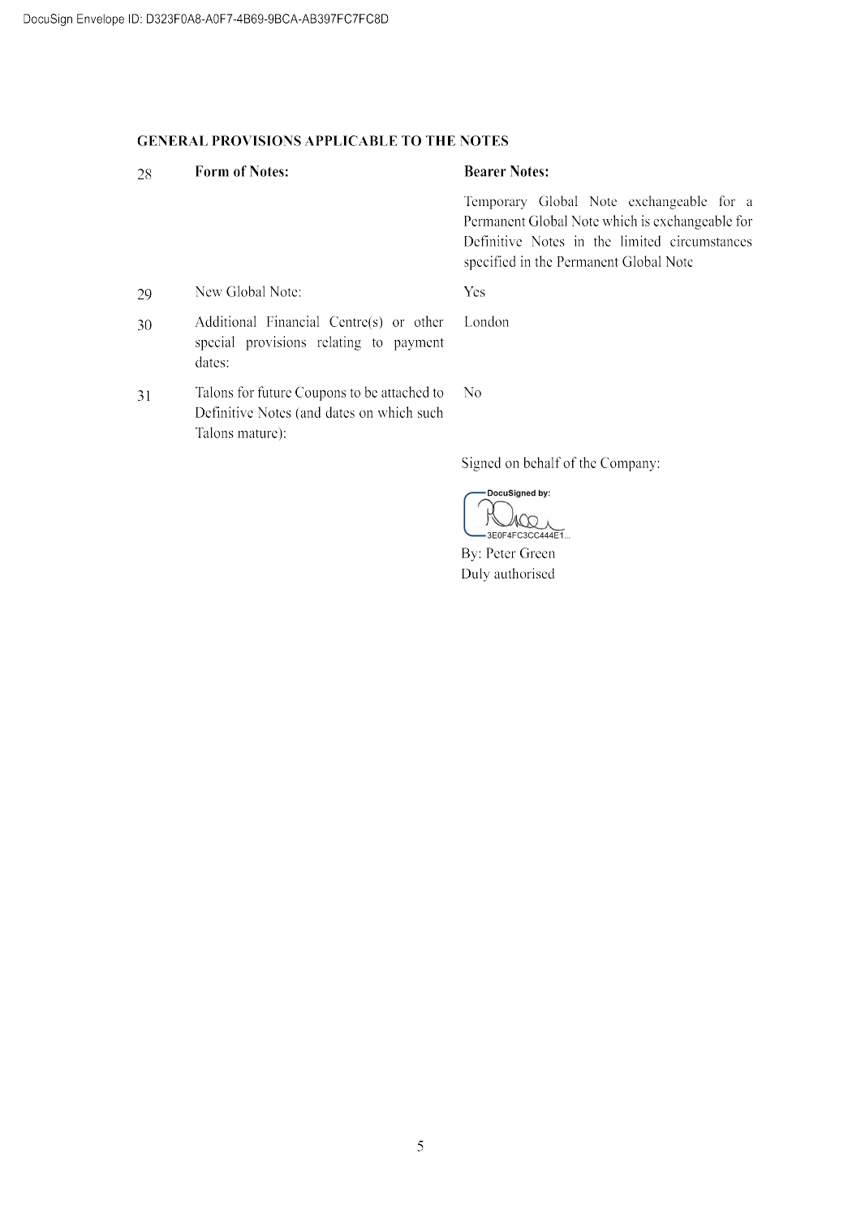**GENERAL PROVISIONS APPLICABLE TO THE NOTES**

| | | |
|---|---|---|
| 28 | **Form of Notes:** | **Bearer Notes:** |
| | | Temporary Global Note exchangeable for a Permanent Global Note which is exchangeable for Definitive Notes in the limited circumstances specified in the Permanent Global Note |
| 29 | New Global Note: | Yes |
| 30 | Additional Financial Centre(s) or other special provisions relating to payment dates: | London |
| 31 | Talons for future Coupons to be attached to Definitive Notes (and dates on which such Talons mature): | No |

Signed on behalf of the Company:

DocuSigned by:
3E0F4FC3CC444E1...

By: Peter Green
Duly authorised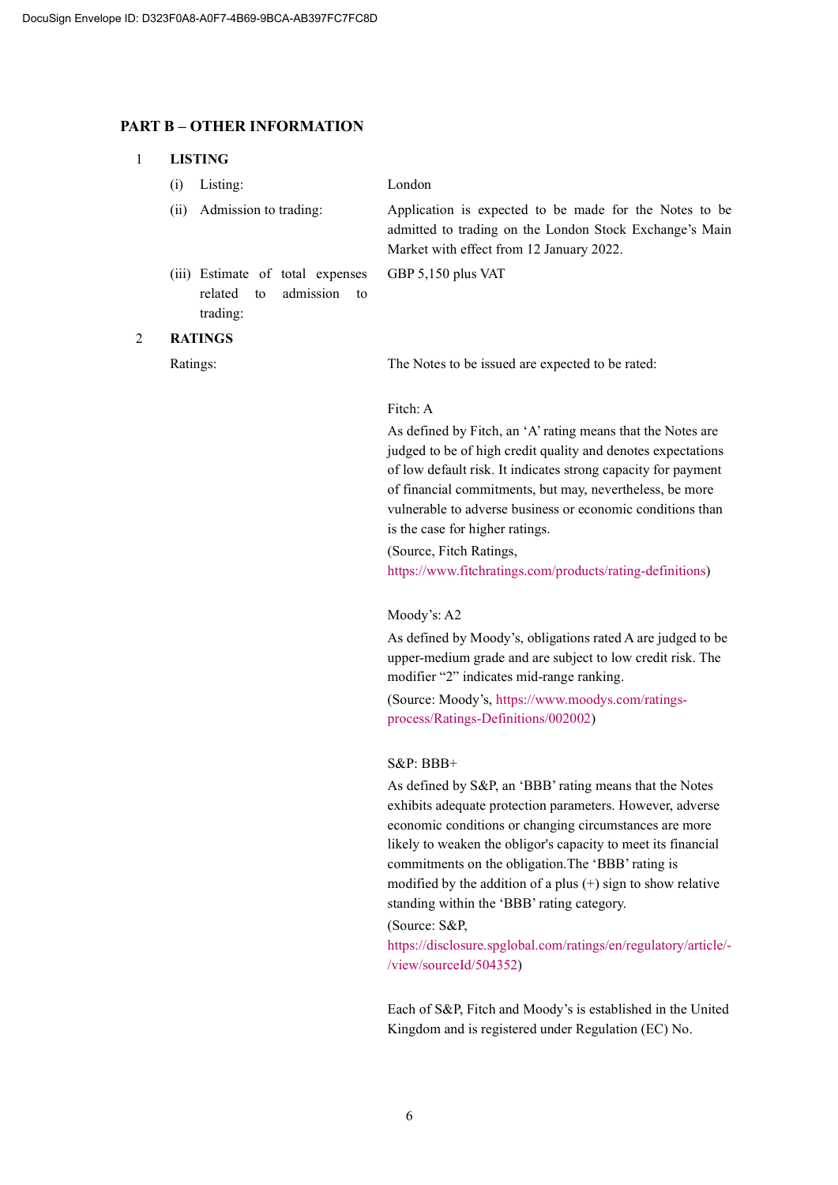## PART B – OTHER INFORMATION

### 1 LISTING

| | |
|---|---|
| (i) Listing: | London |
| (ii) Admission to trading: | Application is expected to be made for the Notes to be admitted to trading on the London Stock Exchange's Main Market with effect from 12 January 2022. |
| (iii) Estimate of total expenses related to admission to trading: | GBP 5,150 plus VAT |

### 2 RATINGS

Ratings: The Notes to be issued are expected to be rated:

Fitch: A

As defined by Fitch, an 'A' rating means that the Notes are judged to be of high credit quality and denotes expectations of low default risk. It indicates strong capacity for payment of financial commitments, but may, nevertheless, be more vulnerable to adverse business or economic conditions than is the case for higher ratings.

(Source, Fitch Ratings, https://www.fitchratings.com/products/rating-definitions)

Moody's: A2

As defined by Moody's, obligations rated A are judged to be upper-medium grade and are subject to low credit risk. The modifier "2" indicates mid-range ranking.

(Source: Moody's, https://www.moodys.com/ratings-process/Ratings-Definitions/002002)

S&P: BBB+

As defined by S&P, an 'BBB' rating means that the Notes exhibits adequate protection parameters. However, adverse economic conditions or changing circumstances are more likely to weaken the obligor's capacity to meet its financial commitments on the obligation.The 'BBB' rating is modified by the addition of a plus (+) sign to show relative standing within the 'BBB' rating category.

(Source: S&P, https://disclosure.spglobal.com/ratings/en/regulatory/article/-/view/sourceId/504352)

Each of S&P, Fitch and Moody's is established in the United Kingdom and is registered under Regulation (EC) No.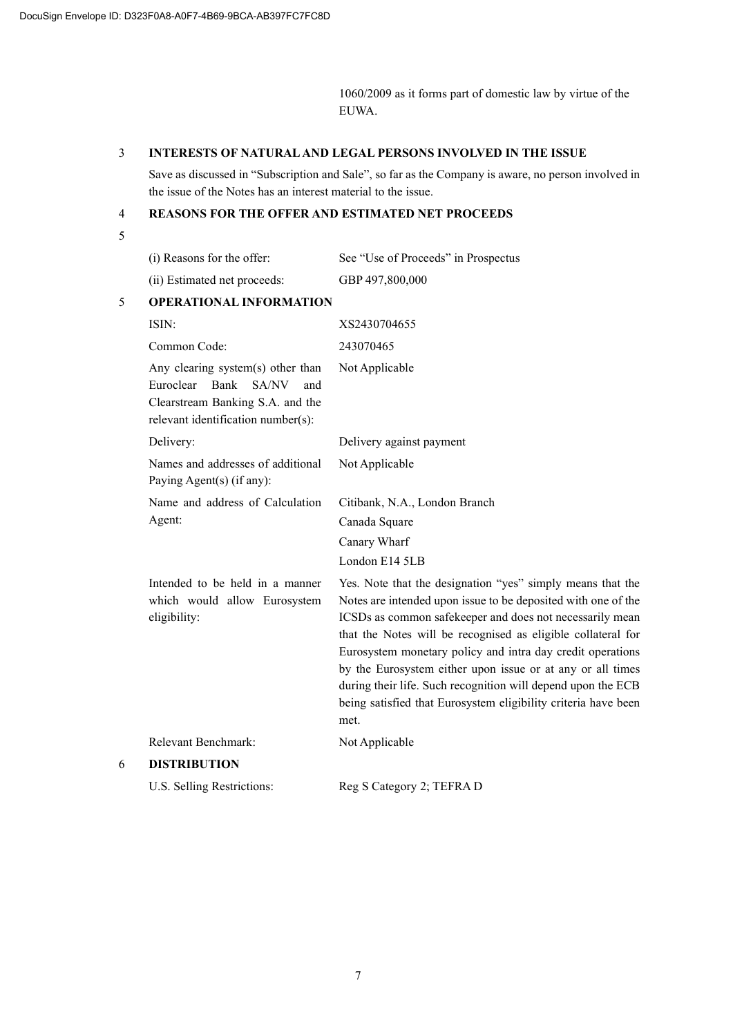1060/2009 as it forms part of domestic law by virtue of the EUWA.

## 3 INTERESTS OF NATURAL AND LEGAL PERSONS INVOLVED IN THE ISSUE

Save as discussed in "Subscription and Sale", so far as the Company is aware, no person involved in the issue of the Notes has an interest material to the issue.

## 4 REASONS FOR THE OFFER AND ESTIMATED NET PROCEEDS

5

| | |
|---|---|
| (i) Reasons for the offer: | See "Use of Proceeds" in Prospectus |
| (ii) Estimated net proceeds: | GBP 497,800,000 |

## 5 OPERATIONAL INFORMATION

| | |
|---|---|
| ISIN: | XS2430704655 |
| Common Code: | 243070465 |
| Any clearing system(s) other than Euroclear Bank SA/NV and Clearstream Banking S.A. and the relevant identification number(s): | Not Applicable |
| Delivery: | Delivery against payment |
| Names and addresses of additional Paying Agent(s) (if any): | Not Applicable |
| Name and address of Calculation Agent: | Citibank, N.A., London Branch<br>Canada Square<br>Canary Wharf<br>London E14 5LB |
| Intended to be held in a manner which would allow Eurosystem eligibility: | Yes. Note that the designation "yes" simply means that the Notes are intended upon issue to be deposited with one of the ICSDs as common safekeeper and does not necessarily mean that the Notes will be recognised as eligible collateral for Eurosystem monetary policy and intra day credit operations by the Eurosystem either upon issue or at any or all times during their life. Such recognition will depend upon the ECB being satisfied that Eurosystem eligibility criteria have been met. |
| Relevant Benchmark: | Not Applicable |

## 6 DISTRIBUTION

| | |
|---|---|
| U.S. Selling Restrictions: | Reg S Category 2; TEFRA D |